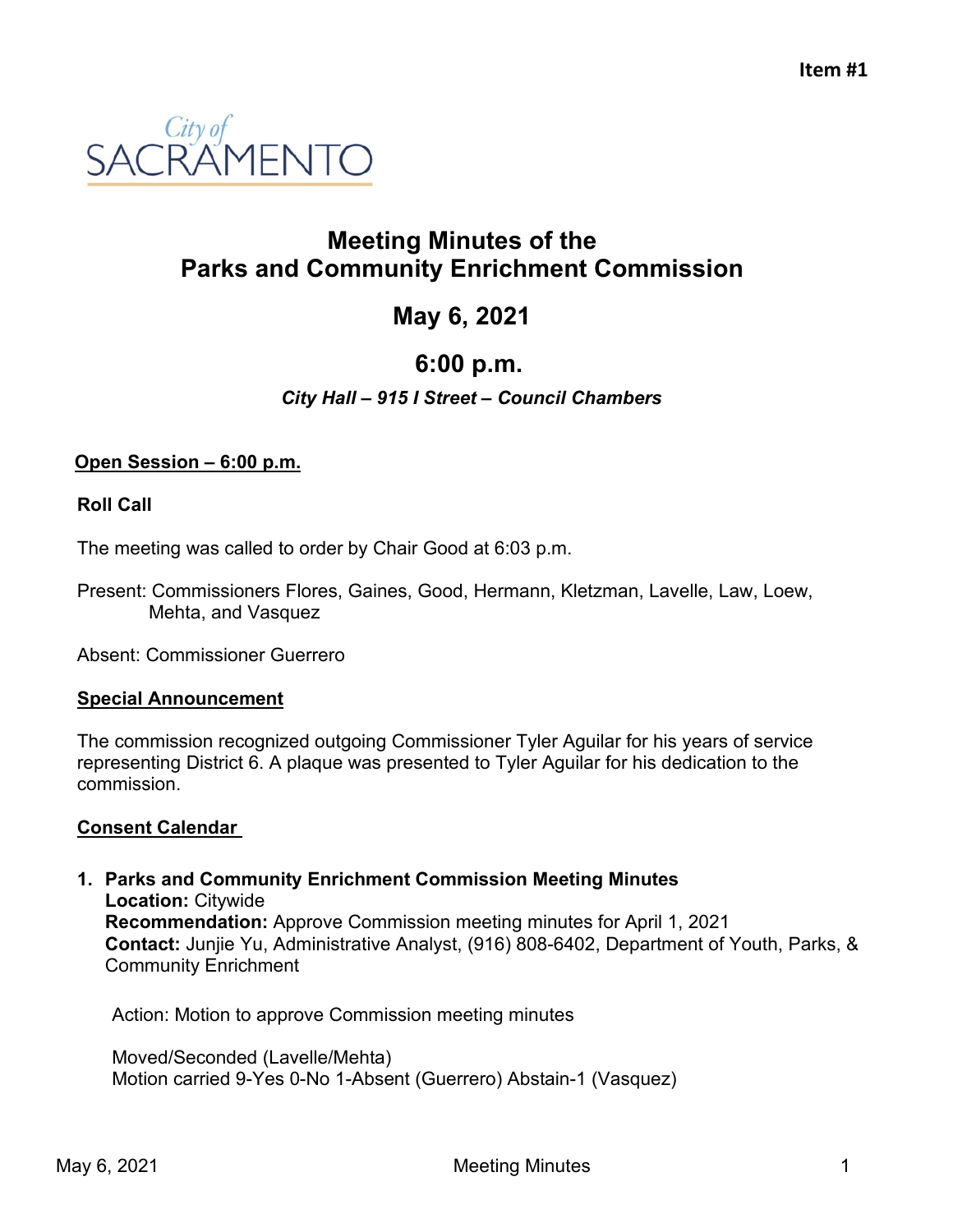Item #1

City of SACRAMENTO

# Meeting Minutes of the Parks and Community Enrichment Commission

## May 6, 2021

## 6:00 p.m.

***City Hall – 915 I Street – Council Chambers***

**Open Session – 6:00 p.m.**

**Roll Call**

The meeting was called to order by Chair Good at 6:03 p.m.

Present: Commissioners Flores, Gaines, Good, Hermann, Kletzman, Lavelle, Law, Loew, Mehta, and Vasquez

Absent: Commissioner Guerrero

**Special Announcement**

The commission recognized outgoing Commissioner Tyler Aguilar for his years of service representing District 6. A plaque was presented to Tyler Aguilar for his dedication to the commission.

**Consent Calendar**

1. **Parks and Community Enrichment Commission Meeting Minutes**
   **Location:** Citywide
   **Recommendation:** Approve Commission meeting minutes for April 1, 2021
   **Contact:** Junjie Yu, Administrative Analyst, (916) 808-6402, Department of Youth, Parks, & Community Enrichment

   Action: Motion to approve Commission meeting minutes

   Moved/Seconded (Lavelle/Mehta)
   Motion carried 9-Yes 0-No 1-Absent (Guerrero) Abstain-1 (Vasquez)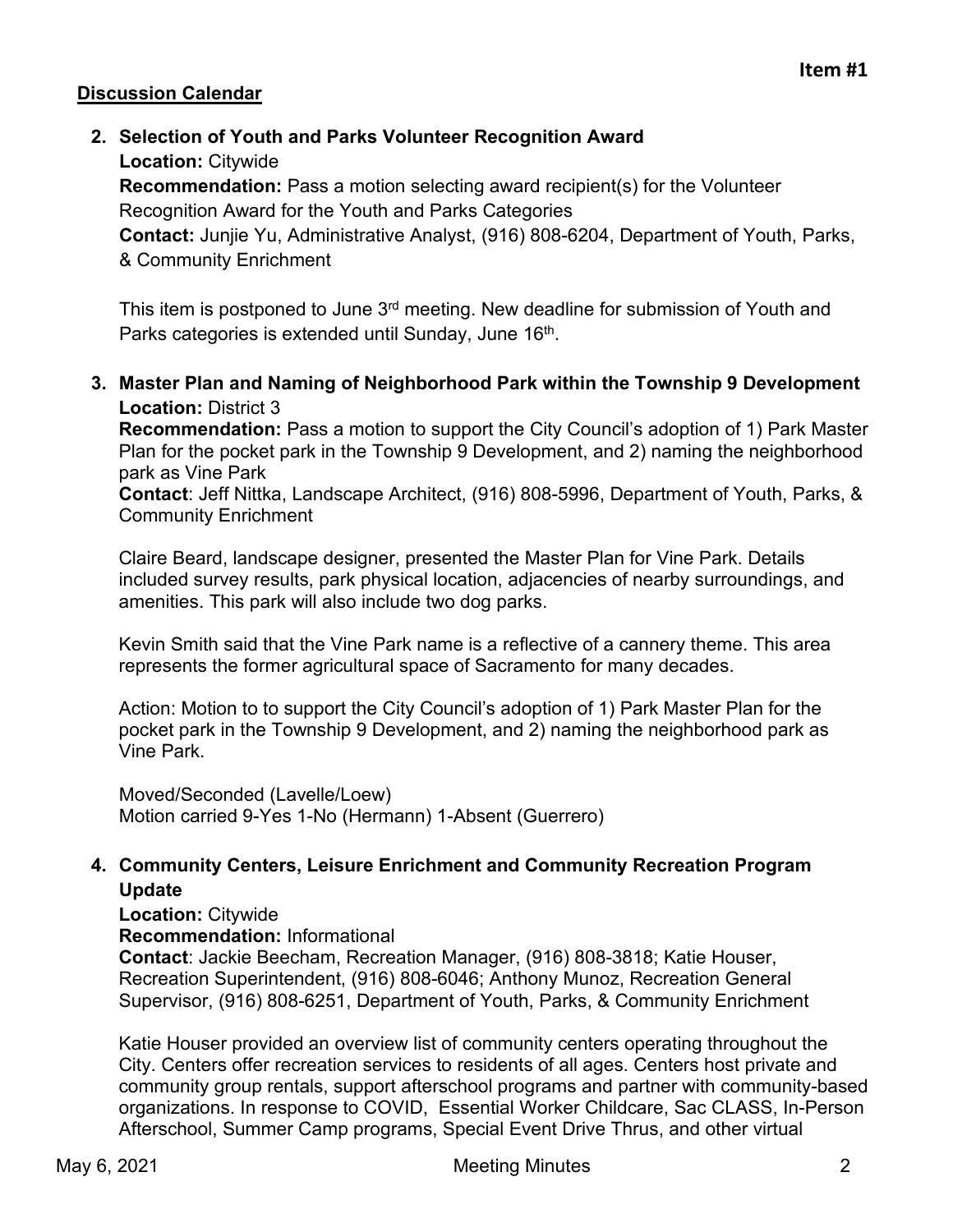**Item #1**

**Discussion Calendar**

2. **Selection of Youth and Parks Volunteer Recognition Award**
   **Location:** Citywide
   **Recommendation:** Pass a motion selecting award recipient(s) for the Volunteer Recognition Award for the Youth and Parks Categories
   **Contact:** Junjie Yu, Administrative Analyst, (916) 808-6204, Department of Youth, Parks, & Community Enrichment

   This item is postponed to June 3rd meeting. New deadline for submission of Youth and Parks categories is extended until Sunday, June 16th.

3. **Master Plan and Naming of Neighborhood Park within the Township 9 Development**
   **Location:** District 3
   **Recommendation:** Pass a motion to support the City Council's adoption of 1) Park Master Plan for the pocket park in the Township 9 Development, and 2) naming the neighborhood park as Vine Park
   **Contact**: Jeff Nittka, Landscape Architect, (916) 808-5996, Department of Youth, Parks, & Community Enrichment

   Claire Beard, landscape designer, presented the Master Plan for Vine Park. Details included survey results, park physical location, adjacencies of nearby surroundings, and amenities. This park will also include two dog parks.

   Kevin Smith said that the Vine Park name is a reflective of a cannery theme. This area represents the former agricultural space of Sacramento for many decades.

   Action: Motion to to support the City Council's adoption of 1) Park Master Plan for the pocket park in the Township 9 Development, and 2) naming the neighborhood park as Vine Park.

   Moved/Seconded (Lavelle/Loew)
   Motion carried 9-Yes 1-No (Hermann) 1-Absent (Guerrero)

4. **Community Centers, Leisure Enrichment and Community Recreation Program Update**
   **Location:** Citywide
   **Recommendation:** Informational
   **Contact**: Jackie Beecham, Recreation Manager, (916) 808-3818; Katie Houser, Recreation Superintendent, (916) 808-6046; Anthony Munoz, Recreation General Supervisor, (916) 808-6251, Department of Youth, Parks, & Community Enrichment

   Katie Houser provided an overview list of community centers operating throughout the City. Centers offer recreation services to residents of all ages. Centers host private and community group rentals, support afterschool programs and partner with community-based organizations. In response to COVID, Essential Worker Childcare, Sac CLASS, In-Person Afterschool, Summer Camp programs, Special Event Drive Thrus, and other virtual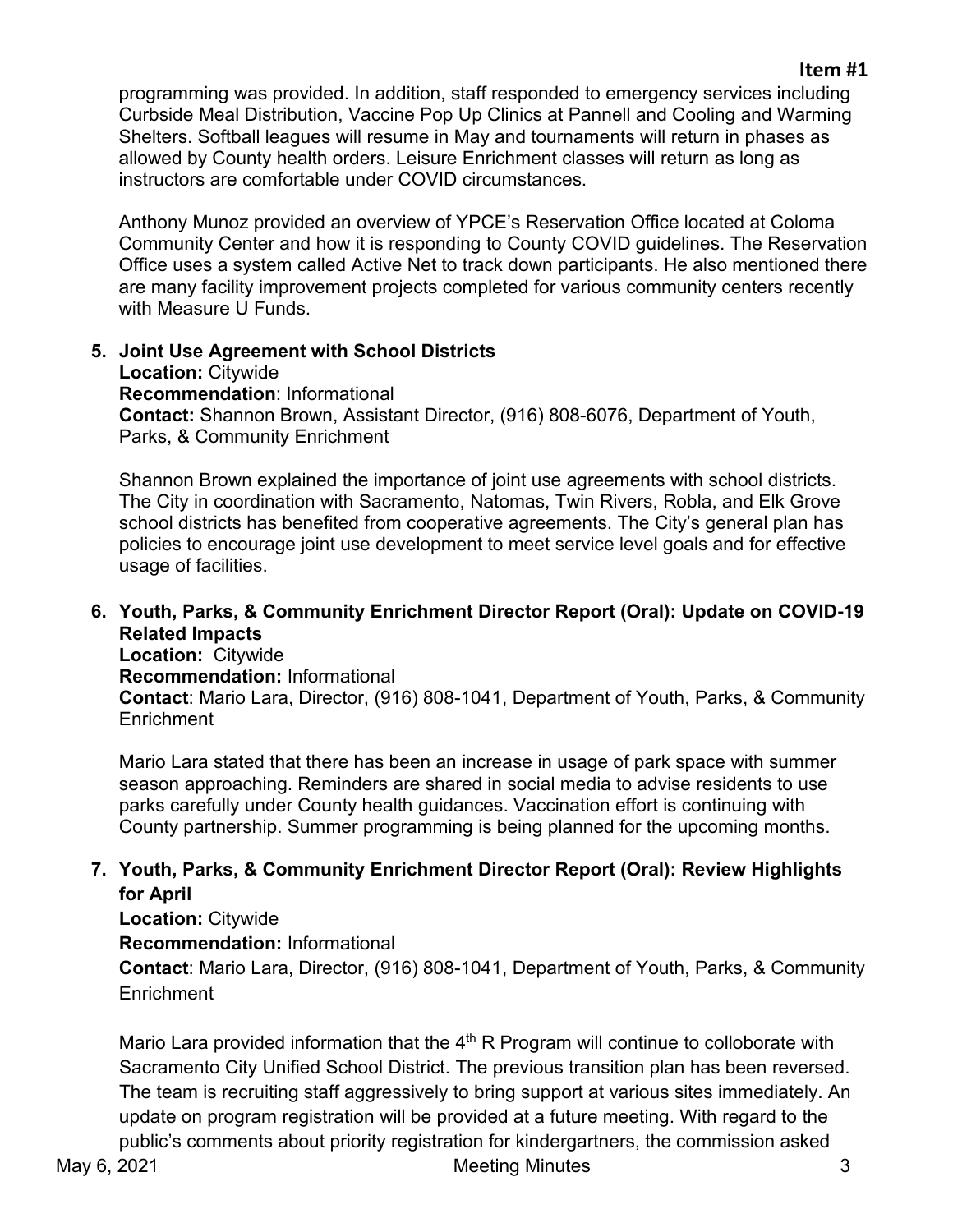programming was provided. In addition, staff responded to emergency services including Curbside Meal Distribution, Vaccine Pop Up Clinics at Pannell and Cooling and Warming Shelters. Softball leagues will resume in May and tournaments will return in phases as allowed by County health orders. Leisure Enrichment classes will return as long as instructors are comfortable under COVID circumstances.

Anthony Munoz provided an overview of YPCE's Reservation Office located at Coloma Community Center and how it is responding to County COVID guidelines. The Reservation Office uses a system called Active Net to track down participants. He also mentioned there are many facility improvement projects completed for various community centers recently with Measure U Funds.

**5. Joint Use Agreement with School Districts**
**Location:** Citywide
**Recommendation**: Informational
**Contact:** Shannon Brown, Assistant Director, (916) 808-6076, Department of Youth, Parks, & Community Enrichment

Shannon Brown explained the importance of joint use agreements with school districts. The City in coordination with Sacramento, Natomas, Twin Rivers, Robla, and Elk Grove school districts has benefited from cooperative agreements. The City's general plan has policies to encourage joint use development to meet service level goals and for effective usage of facilities.

**6. Youth, Parks, & Community Enrichment Director Report (Oral): Update on COVID-19 Related Impacts**
**Location:** Citywide
**Recommendation:** Informational
**Contact**: Mario Lara, Director, (916) 808-1041, Department of Youth, Parks, & Community Enrichment

Mario Lara stated that there has been an increase in usage of park space with summer season approaching. Reminders are shared in social media to advise residents to use parks carefully under County health guidances. Vaccination effort is continuing with County partnership. Summer programming is being planned for the upcoming months.

**7. Youth, Parks, & Community Enrichment Director Report (Oral): Review Highlights for April**
**Location:** Citywide
**Recommendation:** Informational
**Contact**: Mario Lara, Director, (916) 808-1041, Department of Youth, Parks, & Community Enrichment

Mario Lara provided information that the 4th R Program will continue to colloborate with Sacramento City Unified School District. The previous transition plan has been reversed. The team is recruiting staff aggressively to bring support at various sites immediately. An update on program registration will be provided at a future meeting. With regard to the public's comments about priority registration for kindergartners, the commission asked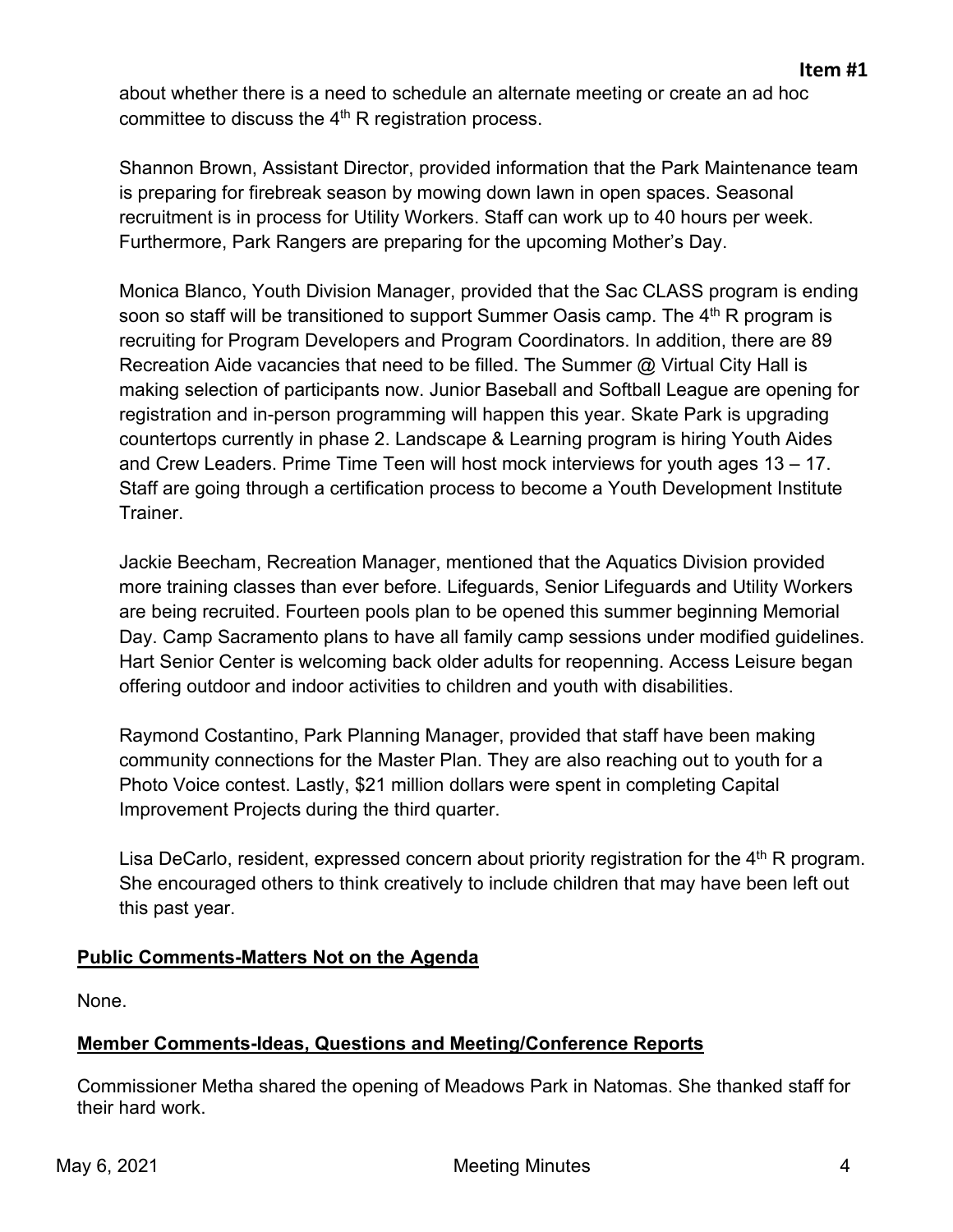about whether there is a need to schedule an alternate meeting or create an ad hoc committee to discuss the 4th R registration process.

Shannon Brown, Assistant Director, provided information that the Park Maintenance team is preparing for firebreak season by mowing down lawn in open spaces. Seasonal recruitment is in process for Utility Workers. Staff can work up to 40 hours per week. Furthermore, Park Rangers are preparing for the upcoming Mother's Day.

Monica Blanco, Youth Division Manager, provided that the Sac CLASS program is ending soon so staff will be transitioned to support Summer Oasis camp. The 4th R program is recruiting for Program Developers and Program Coordinators. In addition, there are 89 Recreation Aide vacancies that need to be filled. The Summer @ Virtual City Hall is making selection of participants now. Junior Baseball and Softball League are opening for registration and in-person programming will happen this year. Skate Park is upgrading countertops currently in phase 2. Landscape & Learning program is hiring Youth Aides and Crew Leaders. Prime Time Teen will host mock interviews for youth ages 13 – 17. Staff are going through a certification process to become a Youth Development Institute Trainer.

Jackie Beecham, Recreation Manager, mentioned that the Aquatics Division provided more training classes than ever before. Lifeguards, Senior Lifeguards and Utility Workers are being recruited. Fourteen pools plan to be opened this summer beginning Memorial Day. Camp Sacramento plans to have all family camp sessions under modified guidelines. Hart Senior Center is welcoming back older adults for reopenning. Access Leisure began offering outdoor and indoor activities to children and youth with disabilities.

Raymond Costantino, Park Planning Manager, provided that staff have been making community connections for the Master Plan. They are also reaching out to youth for a Photo Voice contest. Lastly, $21 million dollars were spent in completing Capital Improvement Projects during the third quarter.

Lisa DeCarlo, resident, expressed concern about priority registration for the 4th R program. She encouraged others to think creatively to include children that may have been left out this past year.

**Public Comments-Matters Not on the Agenda**

None.

**Member Comments-Ideas, Questions and Meeting/Conference Reports**

Commissioner Metha shared the opening of Meadows Park in Natomas. She thanked staff for their hard work.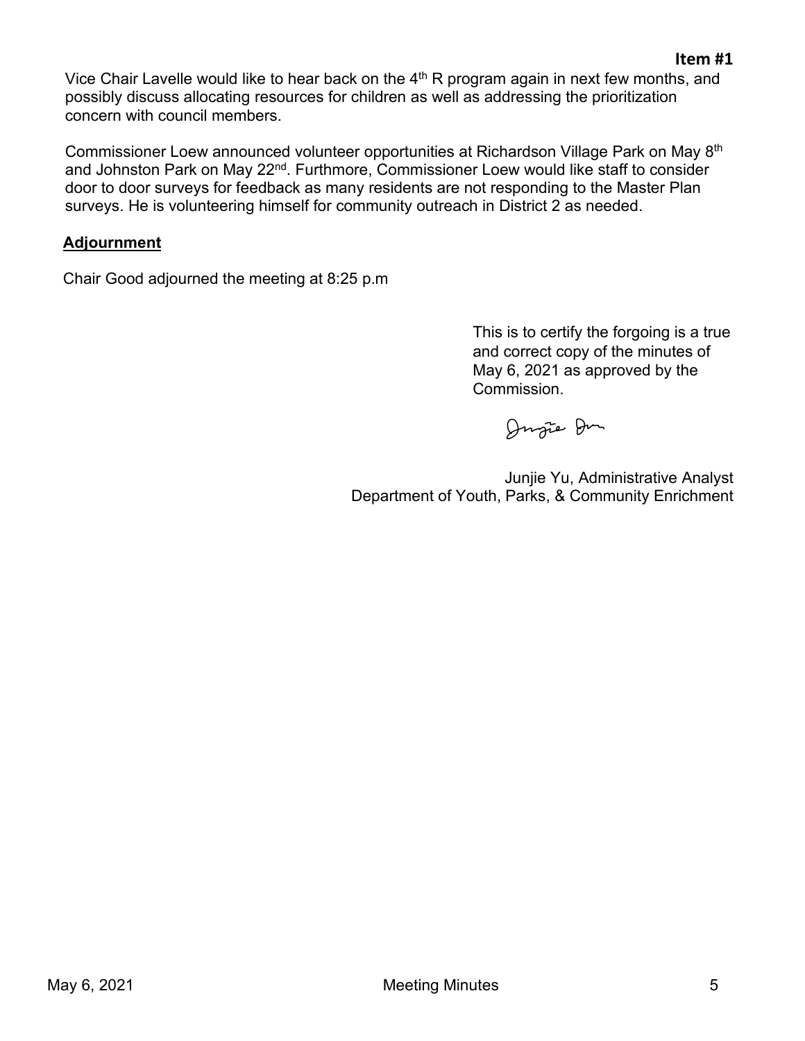**Item #1**

Vice Chair Lavelle would like to hear back on the 4th R program again in next few months, and possibly discuss allocating resources for children as well as addressing the prioritization concern with council members.

Commissioner Loew announced volunteer opportunities at Richardson Village Park on May 8th and Johnston Park on May 22nd. Furthmore, Commissioner Loew would like staff to consider door to door surveys for feedback as many residents are not responding to the Master Plan surveys. He is volunteering himself for community outreach in District 2 as needed.

**Adjournment**

Chair Good adjourned the meeting at 8:25 p.m

This is to certify the forgoing is a true and correct copy of the minutes of May 6, 2021 as approved by the Commission.

Junjie Yu, Administrative Analyst
Department of Youth, Parks, & Community Enrichment